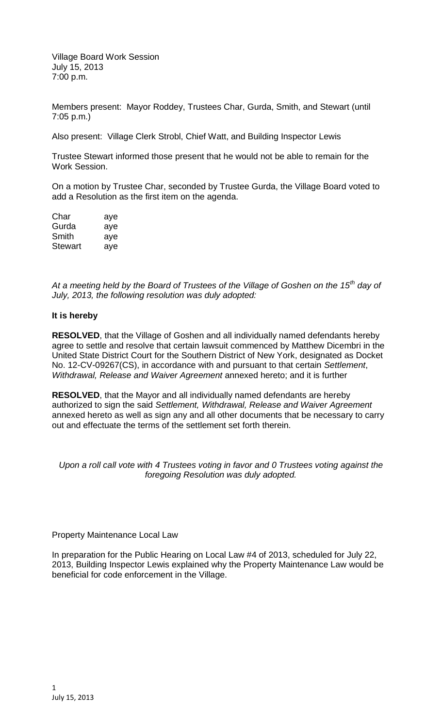Village Board Work Session
July 15, 2013
7:00 p.m.

Members present: Mayor Roddey, Trustees Char, Gurda, Smith, and Stewart (until 7:05 p.m.)

Also present: Village Clerk Strobl, Chief Watt, and Building Inspector Lewis

Trustee Stewart informed those present that he would not be able to remain for the Work Session.

On a motion by Trustee Char, seconded by Trustee Gurda, the Village Board voted to add a Resolution as the first item on the agenda.

| | |
|---|---|
| Char | aye |
| Gurda | aye |
| Smith | aye |
| Stewart | aye |

*At a meeting held by the Board of Trustees of the Village of Goshen on the 15th day of July, 2013, the following resolution was duly adopted:*

**It is hereby**

**RESOLVED**, that the Village of Goshen and all individually named defendants hereby agree to settle and resolve that certain lawsuit commenced by Matthew Dicembri in the United State District Court for the Southern District of New York, designated as Docket No. 12-CV-09267(CS), in accordance with and pursuant to that certain *Settlement, Withdrawal, Release and Waiver Agreement* annexed hereto; and it is further

**RESOLVED**, that the Mayor and all individually named defendants are hereby authorized to sign the said *Settlement, Withdrawal, Release and Waiver Agreement* annexed hereto as well as sign any and all other documents that be necessary to carry out and effectuate the terms of the settlement set forth therein.

*Upon a roll call vote with 4 Trustees voting in favor and 0 Trustees voting against the foregoing Resolution was duly adopted.*

Property Maintenance Local Law

In preparation for the Public Hearing on Local Law #4 of 2013, scheduled for July 22, 2013, Building Inspector Lewis explained why the Property Maintenance Law would be beneficial for code enforcement in the Village.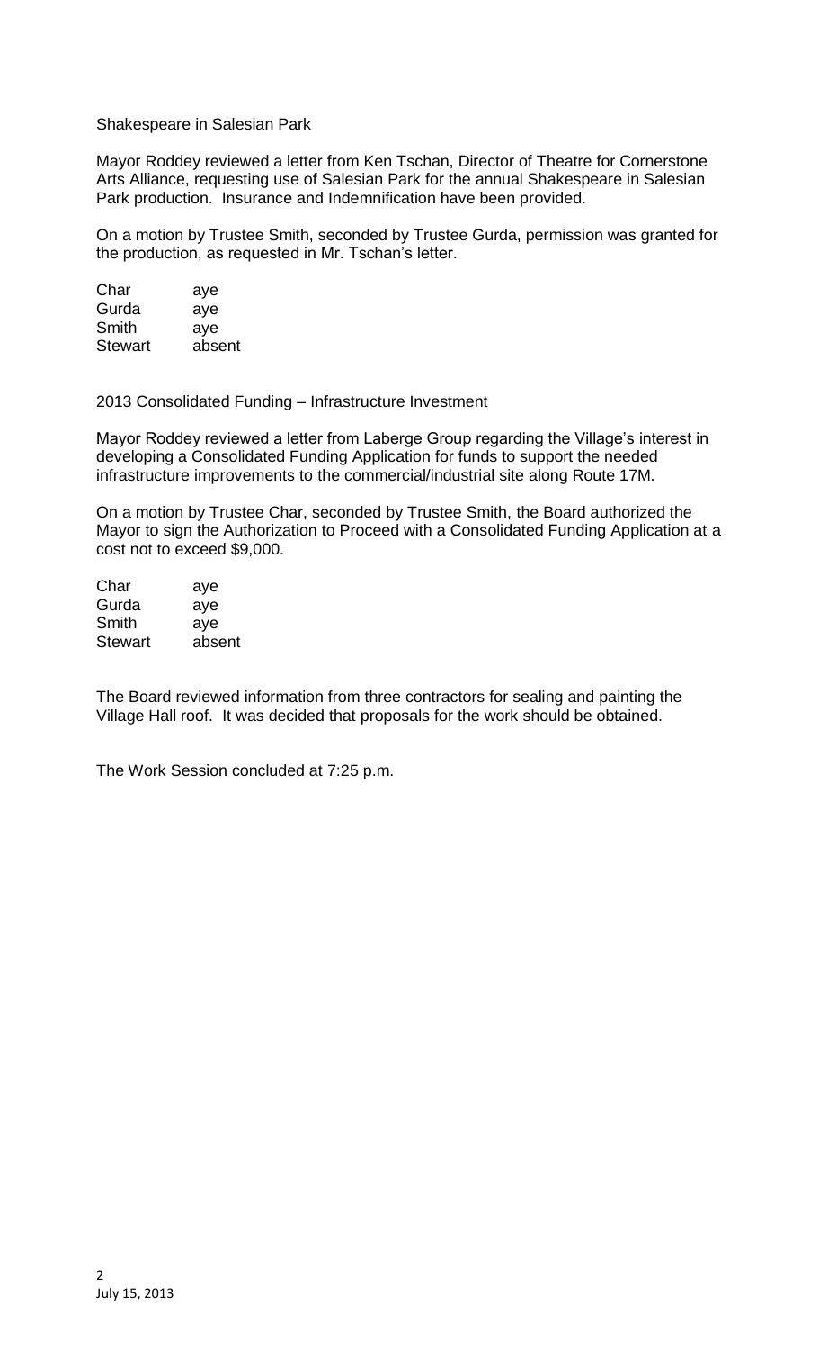Shakespeare in Salesian Park

Mayor Roddey reviewed a letter from Ken Tschan, Director of Theatre for Cornerstone Arts Alliance, requesting use of Salesian Park for the annual Shakespeare in Salesian Park production. Insurance and Indemnification have been provided.

On a motion by Trustee Smith, seconded by Trustee Gurda, permission was granted for the production, as requested in Mr. Tschan's letter.

| | |
|---|---|
| Char | aye |
| Gurda | aye |
| Smith | aye |
| Stewart | absent |

2013 Consolidated Funding – Infrastructure Investment

Mayor Roddey reviewed a letter from Laberge Group regarding the Village's interest in developing a Consolidated Funding Application for funds to support the needed infrastructure improvements to the commercial/industrial site along Route 17M.

On a motion by Trustee Char, seconded by Trustee Smith, the Board authorized the Mayor to sign the Authorization to Proceed with a Consolidated Funding Application at a cost not to exceed $9,000.

| | |
|---|---|
| Char | aye |
| Gurda | aye |
| Smith | aye |
| Stewart | absent |

The Board reviewed information from three contractors for sealing and painting the Village Hall roof. It was decided that proposals for the work should be obtained.

The Work Session concluded at 7:25 p.m.